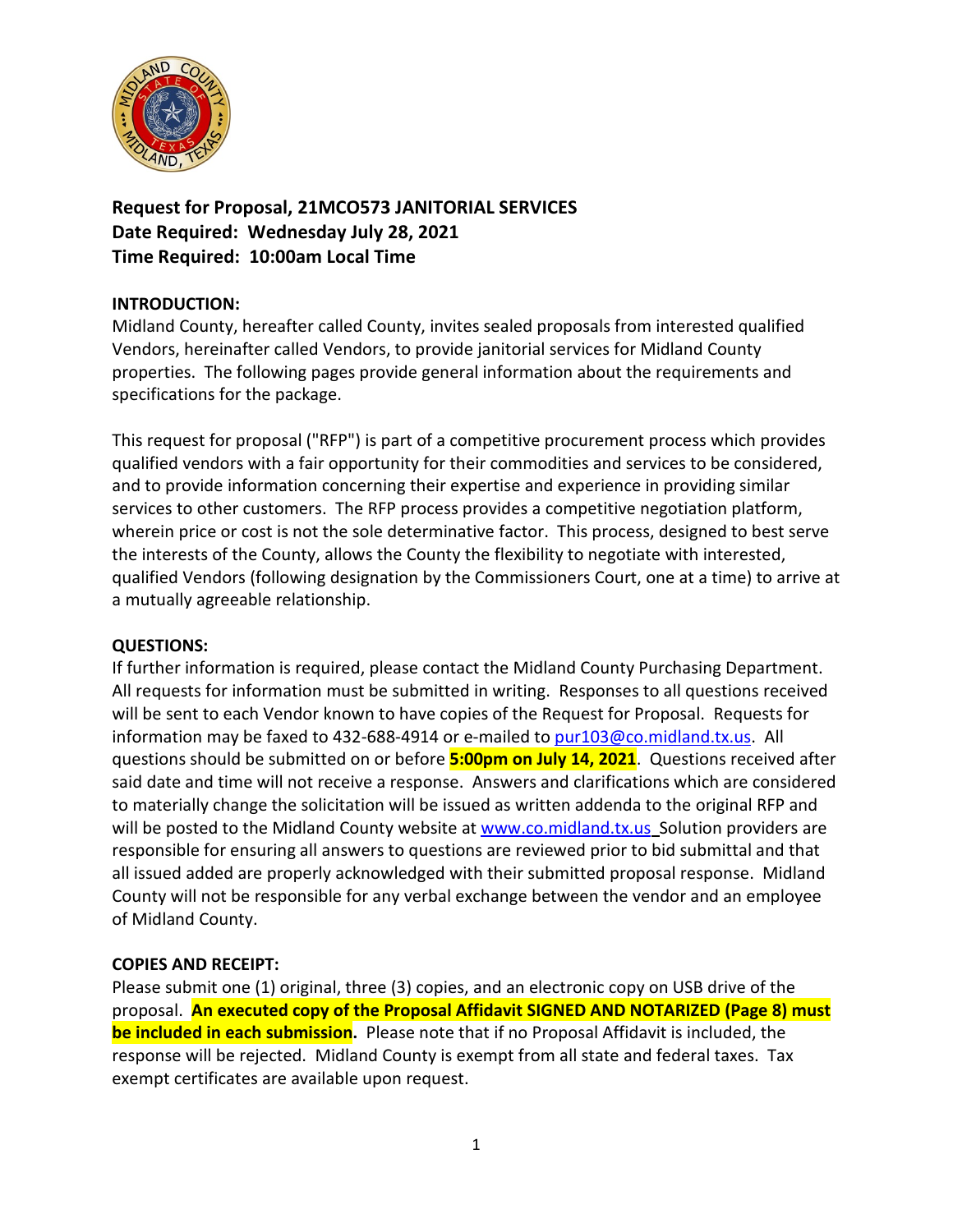**Request for Proposal, 21MCO573 JANITORIAL SERVICES**
**Date Required: Wednesday July 28, 2021**
**Time Required: 10:00am Local Time**

**INTRODUCTION:**
Midland County, hereafter called County, invites sealed proposals from interested qualified Vendors, hereinafter called Vendors, to provide janitorial services for Midland County properties. The following pages provide general information about the requirements and specifications for the package.

This request for proposal ("RFP") is part of a competitive procurement process which provides qualified vendors with a fair opportunity for their commodities and services to be considered, and to provide information concerning their expertise and experience in providing similar services to other customers. The RFP process provides a competitive negotiation platform, wherein price or cost is not the sole determinative factor. This process, designed to best serve the interests of the County, allows the County the flexibility to negotiate with interested, qualified Vendors (following designation by the Commissioners Court, one at a time) to arrive at a mutually agreeable relationship.

**QUESTIONS:**
If further information is required, please contact the Midland County Purchasing Department. All requests for information must be submitted in writing. Responses to all questions received will be sent to each Vendor known to have copies of the Request for Proposal. Requests for information may be faxed to 432-688-4914 or e-mailed to pur103@co.midland.tx.us. All questions should be submitted on or before **5:00pm on July 14, 2021**. Questions received after said date and time will not receive a response. Answers and clarifications which are considered to materially change the solicitation will be issued as written addenda to the original RFP and will be posted to the Midland County website at www.co.midland.tx.us Solution providers are responsible for ensuring all answers to questions are reviewed prior to bid submittal and that all issued added are properly acknowledged with their submitted proposal response. Midland County will not be responsible for any verbal exchange between the vendor and an employee of Midland County.

**COPIES AND RECEIPT:**
Please submit one (1) original, three (3) copies, and an electronic copy on USB drive of the proposal. **An executed copy of the Proposal Affidavit SIGNED AND NOTARIZED (Page 8) must be included in each submission**. Please note that if no Proposal Affidavit is included, the response will be rejected. Midland County is exempt from all state and federal taxes. Tax exempt certificates are available upon request.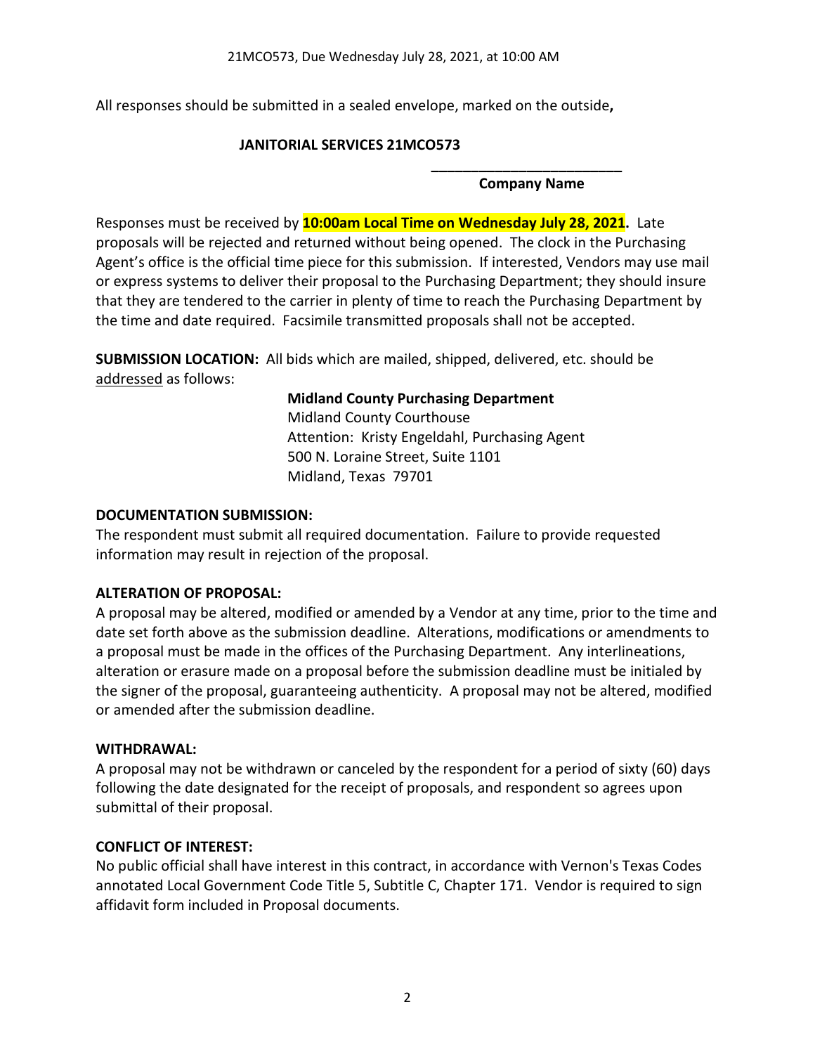All responses should be submitted in a sealed envelope, marked on the outside**,**

**JANITORIAL SERVICES 21MCO573**

**________________________**
**Company Name**

Responses must be received by **10:00am Local Time on Wednesday July 28, 2021.** Late proposals will be rejected and returned without being opened. The clock in the Purchasing Agent's office is the official time piece for this submission. If interested, Vendors may use mail or express systems to deliver their proposal to the Purchasing Department; they should insure that they are tendered to the carrier in plenty of time to reach the Purchasing Department by the time and date required. Facsimile transmitted proposals shall not be accepted.

**SUBMISSION LOCATION:** All bids which are mailed, shipped, delivered, etc. should be addressed as follows:

**Midland County Purchasing Department**
Midland County Courthouse
Attention: Kristy Engeldahl, Purchasing Agent
500 N. Loraine Street, Suite 1101
Midland, Texas 79701

**DOCUMENTATION SUBMISSION:**
The respondent must submit all required documentation. Failure to provide requested information may result in rejection of the proposal.

**ALTERATION OF PROPOSAL:**
A proposal may be altered, modified or amended by a Vendor at any time, prior to the time and date set forth above as the submission deadline. Alterations, modifications or amendments to a proposal must be made in the offices of the Purchasing Department. Any interlineations, alteration or erasure made on a proposal before the submission deadline must be initialed by the signer of the proposal, guaranteeing authenticity. A proposal may not be altered, modified or amended after the submission deadline.

**WITHDRAWAL:**
A proposal may not be withdrawn or canceled by the respondent for a period of sixty (60) days following the date designated for the receipt of proposals, and respondent so agrees upon submittal of their proposal.

**CONFLICT OF INTEREST:**
No public official shall have interest in this contract, in accordance with Vernon's Texas Codes annotated Local Government Code Title 5, Subtitle C, Chapter 171. Vendor is required to sign affidavit form included in Proposal documents.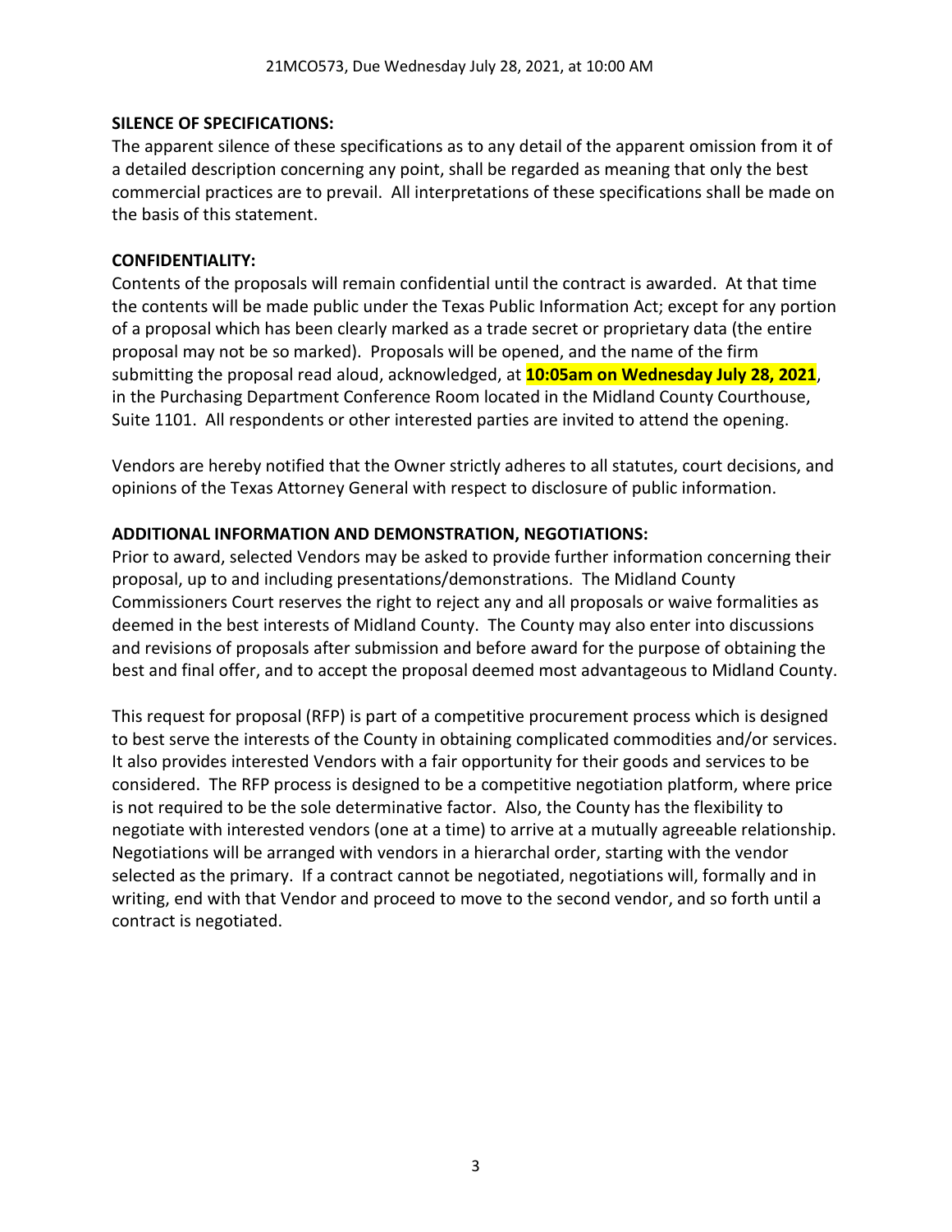**SILENCE OF SPECIFICATIONS:**

The apparent silence of these specifications as to any detail of the apparent omission from it of a detailed description concerning any point, shall be regarded as meaning that only the best commercial practices are to prevail. All interpretations of these specifications shall be made on the basis of this statement.

**CONFIDENTIALITY:**

Contents of the proposals will remain confidential until the contract is awarded. At that time the contents will be made public under the Texas Public Information Act; except for any portion of a proposal which has been clearly marked as a trade secret or proprietary data (the entire proposal may not be so marked). Proposals will be opened, and the name of the firm submitting the proposal read aloud, acknowledged, at **10:05am on Wednesday July 28, 2021**, in the Purchasing Department Conference Room located in the Midland County Courthouse, Suite 1101. All respondents or other interested parties are invited to attend the opening.

Vendors are hereby notified that the Owner strictly adheres to all statutes, court decisions, and opinions of the Texas Attorney General with respect to disclosure of public information.

**ADDITIONAL INFORMATION AND DEMONSTRATION, NEGOTIATIONS:**

Prior to award, selected Vendors may be asked to provide further information concerning their proposal, up to and including presentations/demonstrations. The Midland County Commissioners Court reserves the right to reject any and all proposals or waive formalities as deemed in the best interests of Midland County. The County may also enter into discussions and revisions of proposals after submission and before award for the purpose of obtaining the best and final offer, and to accept the proposal deemed most advantageous to Midland County.

This request for proposal (RFP) is part of a competitive procurement process which is designed to best serve the interests of the County in obtaining complicated commodities and/or services. It also provides interested Vendors with a fair opportunity for their goods and services to be considered. The RFP process is designed to be a competitive negotiation platform, where price is not required to be the sole determinative factor. Also, the County has the flexibility to negotiate with interested vendors (one at a time) to arrive at a mutually agreeable relationship. Negotiations will be arranged with vendors in a hierarchal order, starting with the vendor selected as the primary. If a contract cannot be negotiated, negotiations will, formally and in writing, end with that Vendor and proceed to move to the second vendor, and so forth until a contract is negotiated.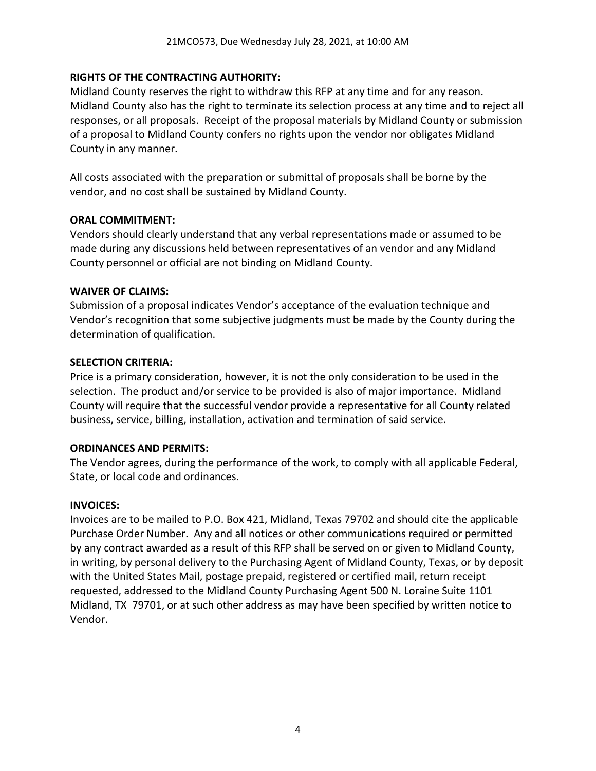**RIGHTS OF THE CONTRACTING AUTHORITY:**
Midland County reserves the right to withdraw this RFP at any time and for any reason. Midland County also has the right to terminate its selection process at any time and to reject all responses, or all proposals. Receipt of the proposal materials by Midland County or submission of a proposal to Midland County confers no rights upon the vendor nor obligates Midland County in any manner.

All costs associated with the preparation or submittal of proposals shall be borne by the vendor, and no cost shall be sustained by Midland County.

**ORAL COMMITMENT:**
Vendors should clearly understand that any verbal representations made or assumed to be made during any discussions held between representatives of an vendor and any Midland County personnel or official are not binding on Midland County.

**WAIVER OF CLAIMS:**
Submission of a proposal indicates Vendor's acceptance of the evaluation technique and Vendor's recognition that some subjective judgments must be made by the County during the determination of qualification.

**SELECTION CRITERIA:**
Price is a primary consideration, however, it is not the only consideration to be used in the selection. The product and/or service to be provided is also of major importance. Midland County will require that the successful vendor provide a representative for all County related business, service, billing, installation, activation and termination of said service.

**ORDINANCES AND PERMITS:**
The Vendor agrees, during the performance of the work, to comply with all applicable Federal, State, or local code and ordinances.

**INVOICES:**
Invoices are to be mailed to P.O. Box 421, Midland, Texas 79702 and should cite the applicable Purchase Order Number. Any and all notices or other communications required or permitted by any contract awarded as a result of this RFP shall be served on or given to Midland County, in writing, by personal delivery to the Purchasing Agent of Midland County, Texas, or by deposit with the United States Mail, postage prepaid, registered or certified mail, return receipt requested, addressed to the Midland County Purchasing Agent 500 N. Loraine Suite 1101 Midland, TX 79701, or at such other address as may have been specified by written notice to Vendor.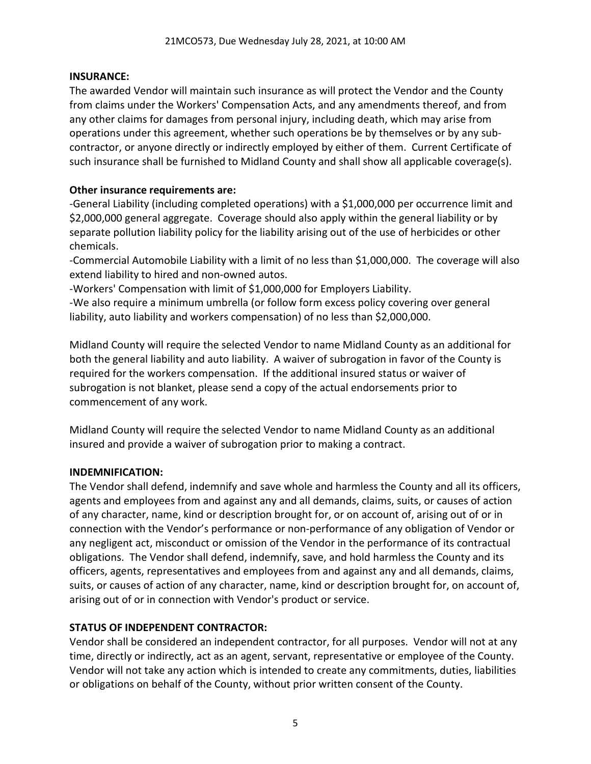**INSURANCE:**
The awarded Vendor will maintain such insurance as will protect the Vendor and the County from claims under the Workers' Compensation Acts, and any amendments thereof, and from any other claims for damages from personal injury, including death, which may arise from operations under this agreement, whether such operations be by themselves or by any sub-contractor, or anyone directly or indirectly employed by either of them. Current Certificate of such insurance shall be furnished to Midland County and shall show all applicable coverage(s).

**Other insurance requirements are:**
-General Liability (including completed operations) with a $1,000,000 per occurrence limit and $2,000,000 general aggregate. Coverage should also apply within the general liability or by separate pollution liability policy for the liability arising out of the use of herbicides or other chemicals.
-Commercial Automobile Liability with a limit of no less than $1,000,000. The coverage will also extend liability to hired and non-owned autos.
-Workers' Compensation with limit of $1,000,000 for Employers Liability.
-We also require a minimum umbrella (or follow form excess policy covering over general liability, auto liability and workers compensation) of no less than $2,000,000.

Midland County will require the selected Vendor to name Midland County as an additional for both the general liability and auto liability. A waiver of subrogation in favor of the County is required for the workers compensation. If the additional insured status or waiver of subrogation is not blanket, please send a copy of the actual endorsements prior to commencement of any work.

Midland County will require the selected Vendor to name Midland County as an additional insured and provide a waiver of subrogation prior to making a contract.

**INDEMNIFICATION:**
The Vendor shall defend, indemnify and save whole and harmless the County and all its officers, agents and employees from and against any and all demands, claims, suits, or causes of action of any character, name, kind or description brought for, or on account of, arising out of or in connection with the Vendor's performance or non-performance of any obligation of Vendor or any negligent act, misconduct or omission of the Vendor in the performance of its contractual obligations. The Vendor shall defend, indemnify, save, and hold harmless the County and its officers, agents, representatives and employees from and against any and all demands, claims, suits, or causes of action of any character, name, kind or description brought for, on account of, arising out of or in connection with Vendor's product or service.

**STATUS OF INDEPENDENT CONTRACTOR:**
Vendor shall be considered an independent contractor, for all purposes. Vendor will not at any time, directly or indirectly, act as an agent, servant, representative or employee of the County. Vendor will not take any action which is intended to create any commitments, duties, liabilities or obligations on behalf of the County, without prior written consent of the County.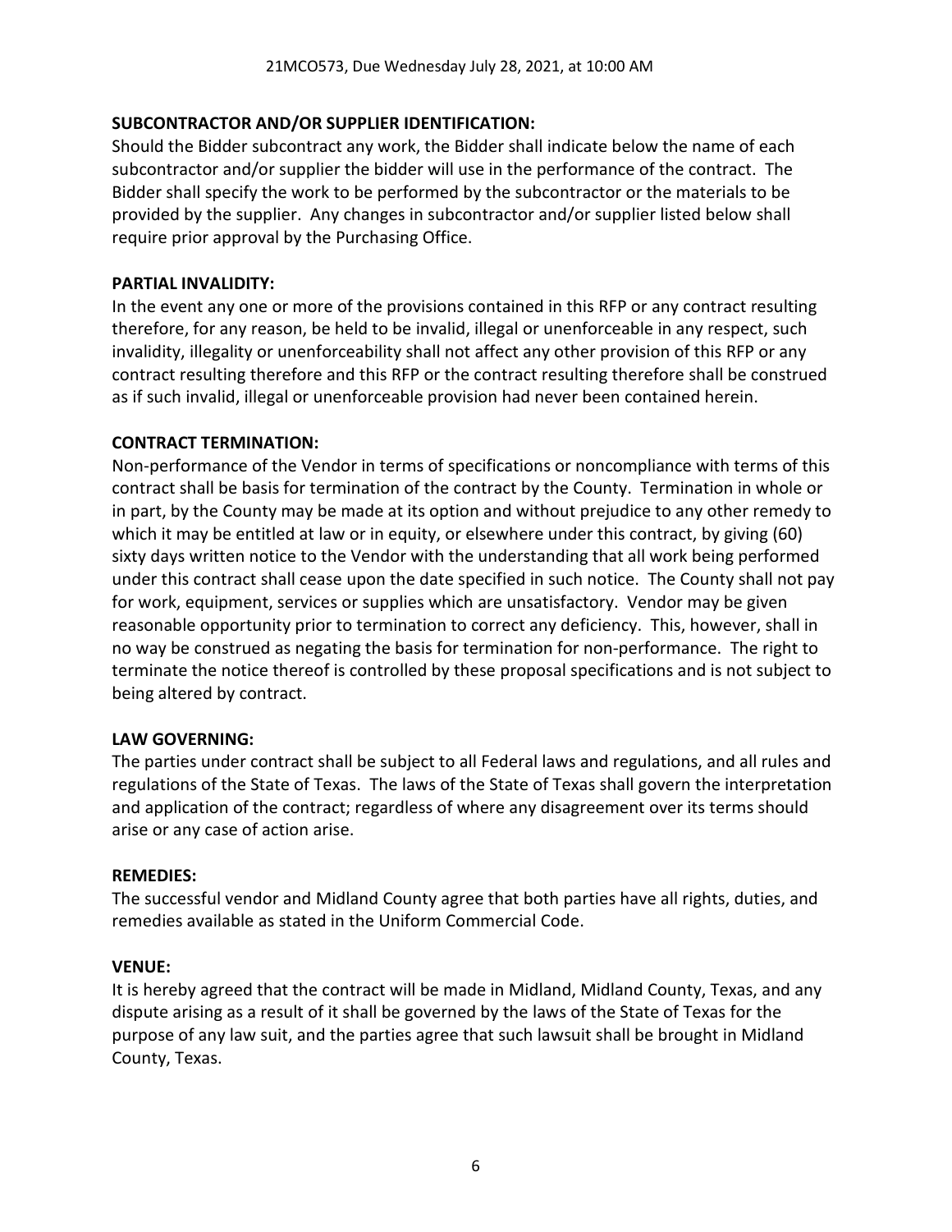**SUBCONTRACTOR AND/OR SUPPLIER IDENTIFICATION:**
Should the Bidder subcontract any work, the Bidder shall indicate below the name of each subcontractor and/or supplier the bidder will use in the performance of the contract. The Bidder shall specify the work to be performed by the subcontractor or the materials to be provided by the supplier. Any changes in subcontractor and/or supplier listed below shall require prior approval by the Purchasing Office.

**PARTIAL INVALIDITY:**
In the event any one or more of the provisions contained in this RFP or any contract resulting therefore, for any reason, be held to be invalid, illegal or unenforceable in any respect, such invalidity, illegality or unenforceability shall not affect any other provision of this RFP or any contract resulting therefore and this RFP or the contract resulting therefore shall be construed as if such invalid, illegal or unenforceable provision had never been contained herein.

**CONTRACT TERMINATION:**
Non-performance of the Vendor in terms of specifications or noncompliance with terms of this contract shall be basis for termination of the contract by the County. Termination in whole or in part, by the County may be made at its option and without prejudice to any other remedy to which it may be entitled at law or in equity, or elsewhere under this contract, by giving (60) sixty days written notice to the Vendor with the understanding that all work being performed under this contract shall cease upon the date specified in such notice. The County shall not pay for work, equipment, services or supplies which are unsatisfactory. Vendor may be given reasonable opportunity prior to termination to correct any deficiency. This, however, shall in no way be construed as negating the basis for termination for non-performance. The right to terminate the notice thereof is controlled by these proposal specifications and is not subject to being altered by contract.

**LAW GOVERNING:**
The parties under contract shall be subject to all Federal laws and regulations, and all rules and regulations of the State of Texas. The laws of the State of Texas shall govern the interpretation and application of the contract; regardless of where any disagreement over its terms should arise or any case of action arise.

**REMEDIES:**
The successful vendor and Midland County agree that both parties have all rights, duties, and remedies available as stated in the Uniform Commercial Code.

**VENUE:**
It is hereby agreed that the contract will be made in Midland, Midland County, Texas, and any dispute arising as a result of it shall be governed by the laws of the State of Texas for the purpose of any law suit, and the parties agree that such lawsuit shall be brought in Midland County, Texas.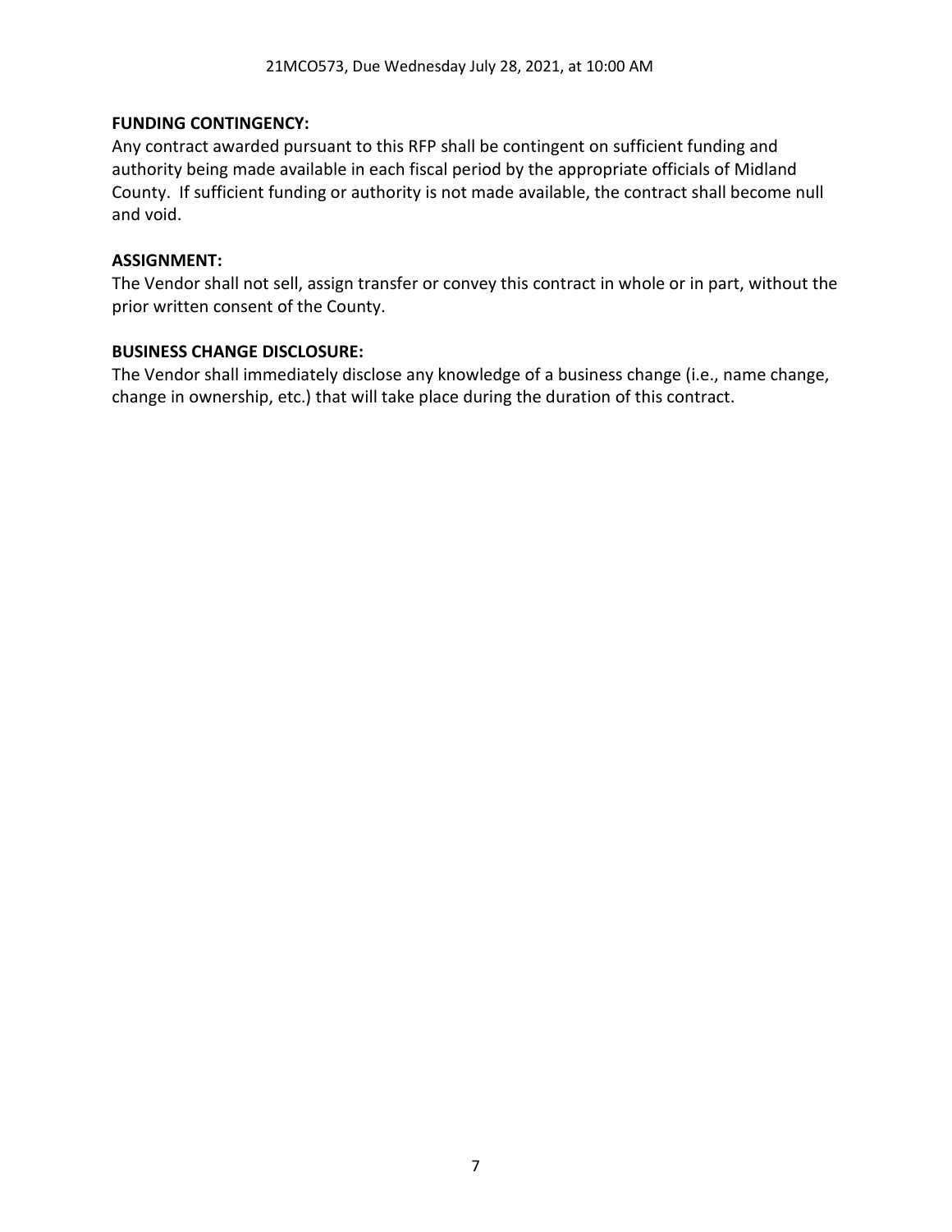**FUNDING CONTINGENCY:**
Any contract awarded pursuant to this RFP shall be contingent on sufficient funding and authority being made available in each fiscal period by the appropriate officials of Midland County. If sufficient funding or authority is not made available, the contract shall become null and void.

**ASSIGNMENT:**
The Vendor shall not sell, assign transfer or convey this contract in whole or in part, without the prior written consent of the County.

**BUSINESS CHANGE DISCLOSURE:**
The Vendor shall immediately disclose any knowledge of a business change (i.e., name change, change in ownership, etc.) that will take place during the duration of this contract.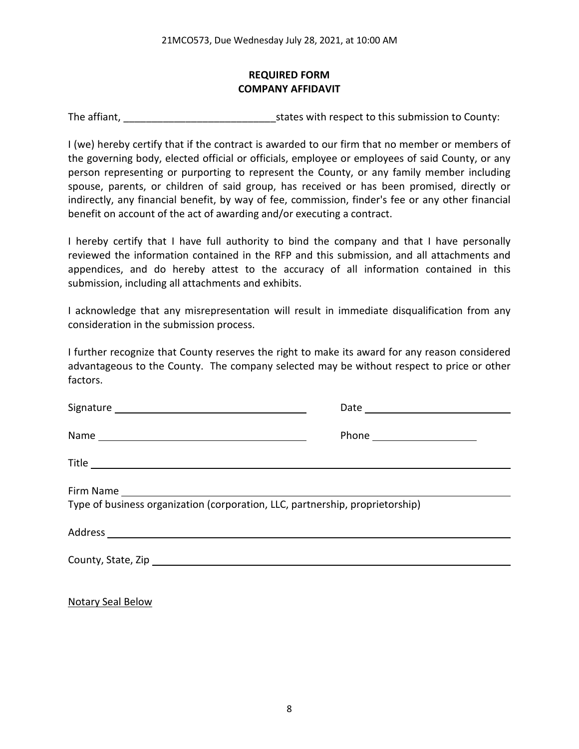**REQUIRED FORM**
**COMPANY AFFIDAVIT**

The affiant, ___________________________states with respect to this submission to County:

I (we) hereby certify that if the contract is awarded to our firm that no member or members of the governing body, elected official or officials, employee or employees of said County, or any person representing or purporting to represent the County, or any family member including spouse, parents, or children of said group, has received or has been promised, directly or indirectly, any financial benefit, by way of fee, commission, finder's fee or any other financial benefit on account of the act of awarding and/or executing a contract.

I hereby certify that I have full authority to bind the company and that I have personally reviewed the information contained in the RFP and this submission, and all attachments and appendices, and do hereby attest to the accuracy of all information contained in this submission, including all attachments and exhibits.

I acknowledge that any misrepresentation will result in immediate disqualification from any consideration in the submission process.

I further recognize that County reserves the right to make its award for any reason considered advantageous to the County. The company selected may be without respect to price or other factors.

Signature ___________________________ Date ___________________________

Name ___________________________ Phone ___________________

Title ___________________________________________________________

Firm Name _______________________________________________________
Type of business organization (corporation, LLC, partnership, proprietorship)

Address _________________________________________________________

County, State, Zip _________________________________________________

Notary Seal Below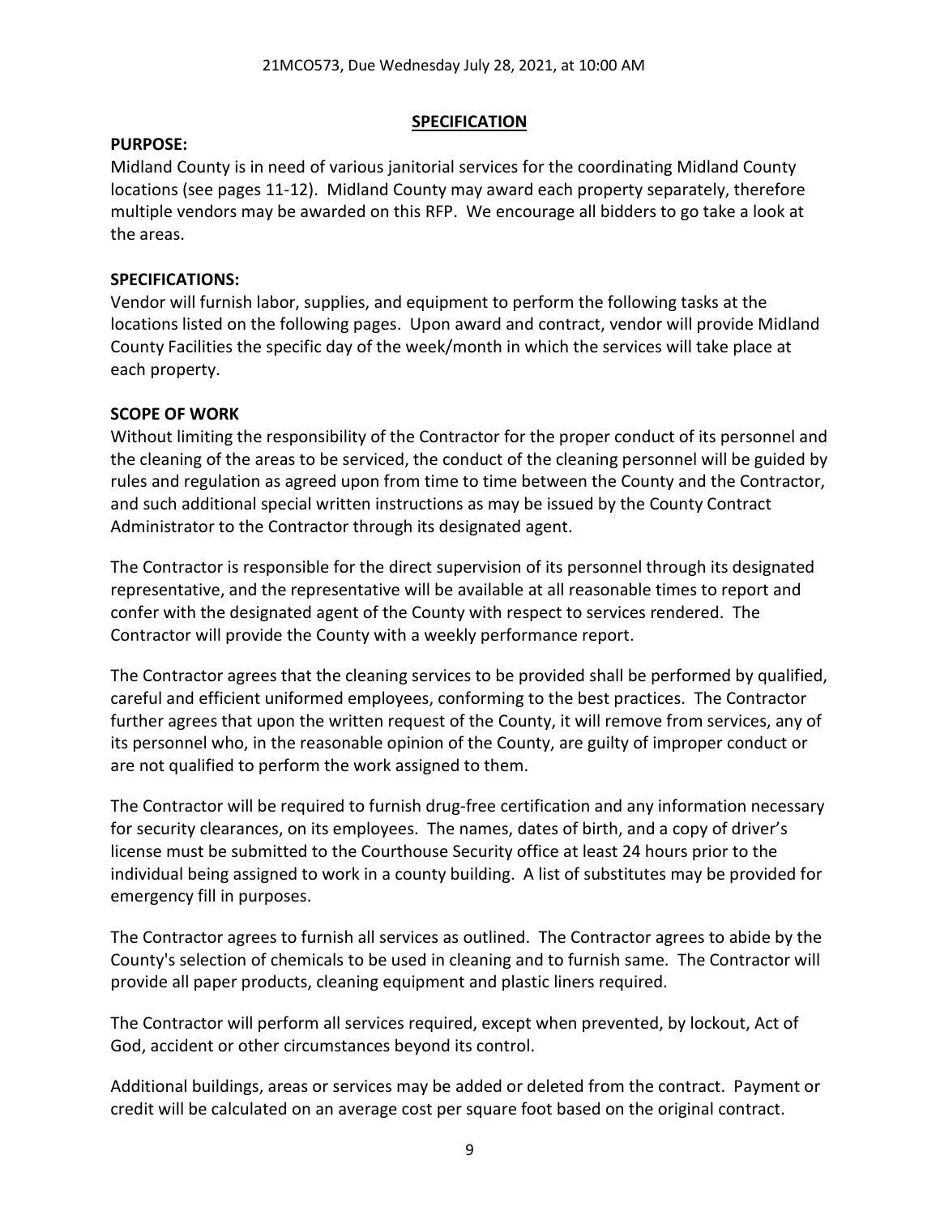## SPECIFICATION

**PURPOSE:**

Midland County is in need of various janitorial services for the coordinating Midland County locations (see pages 11-12). Midland County may award each property separately, therefore multiple vendors may be awarded on this RFP. We encourage all bidders to go take a look at the areas.

**SPECIFICATIONS:**

Vendor will furnish labor, supplies, and equipment to perform the following tasks at the locations listed on the following pages. Upon award and contract, vendor will provide Midland County Facilities the specific day of the week/month in which the services will take place at each property.

**SCOPE OF WORK**

Without limiting the responsibility of the Contractor for the proper conduct of its personnel and the cleaning of the areas to be serviced, the conduct of the cleaning personnel will be guided by rules and regulation as agreed upon from time to time between the County and the Contractor, and such additional special written instructions as may be issued by the County Contract Administrator to the Contractor through its designated agent.

The Contractor is responsible for the direct supervision of its personnel through its designated representative, and the representative will be available at all reasonable times to report and confer with the designated agent of the County with respect to services rendered. The Contractor will provide the County with a weekly performance report.

The Contractor agrees that the cleaning services to be provided shall be performed by qualified, careful and efficient uniformed employees, conforming to the best practices. The Contractor further agrees that upon the written request of the County, it will remove from services, any of its personnel who, in the reasonable opinion of the County, are guilty of improper conduct or are not qualified to perform the work assigned to them.

The Contractor will be required to furnish drug-free certification and any information necessary for security clearances, on its employees. The names, dates of birth, and a copy of driver's license must be submitted to the Courthouse Security office at least 24 hours prior to the individual being assigned to work in a county building. A list of substitutes may be provided for emergency fill in purposes.

The Contractor agrees to furnish all services as outlined. The Contractor agrees to abide by the County's selection of chemicals to be used in cleaning and to furnish same. The Contractor will provide all paper products, cleaning equipment and plastic liners required.

The Contractor will perform all services required, except when prevented, by lockout, Act of God, accident or other circumstances beyond its control.

Additional buildings, areas or services may be added or deleted from the contract. Payment or credit will be calculated on an average cost per square foot based on the original contract.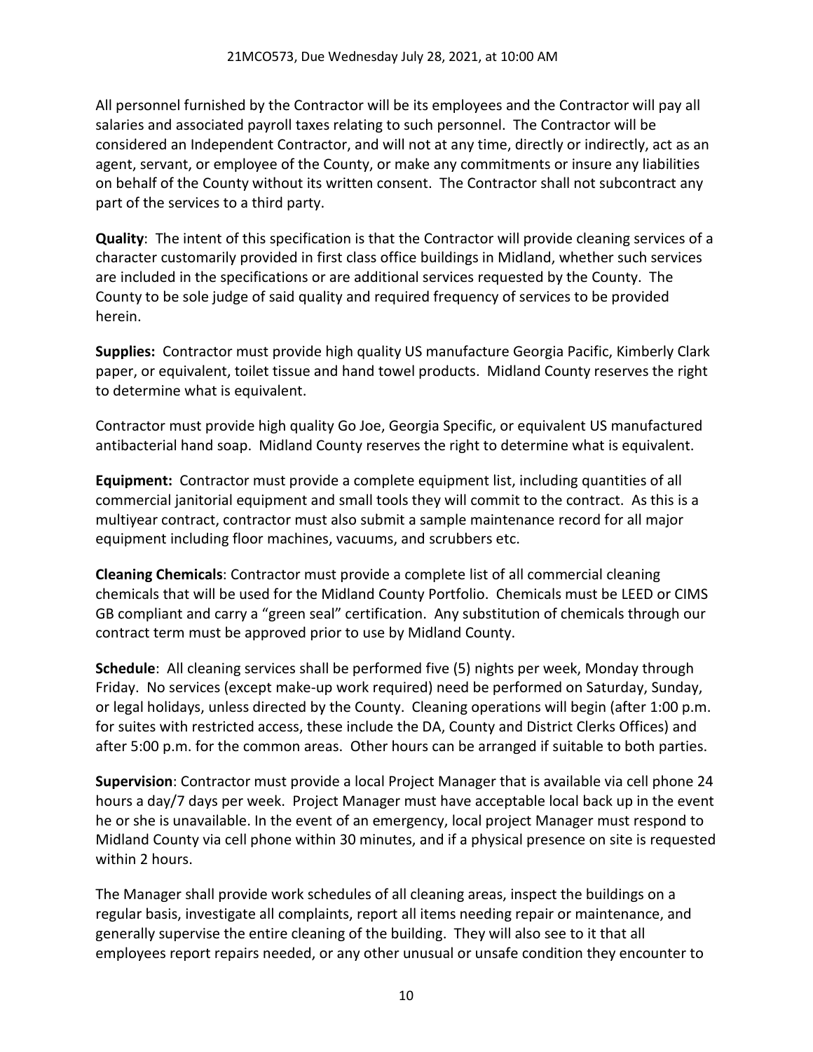All personnel furnished by the Contractor will be its employees and the Contractor will pay all salaries and associated payroll taxes relating to such personnel. The Contractor will be considered an Independent Contractor, and will not at any time, directly or indirectly, act as an agent, servant, or employee of the County, or make any commitments or insure any liabilities on behalf of the County without its written consent. The Contractor shall not subcontract any part of the services to a third party.

**Quality**: The intent of this specification is that the Contractor will provide cleaning services of a character customarily provided in first class office buildings in Midland, whether such services are included in the specifications or are additional services requested by the County. The County to be sole judge of said quality and required frequency of services to be provided herein.

**Supplies:** Contractor must provide high quality US manufacture Georgia Pacific, Kimberly Clark paper, or equivalent, toilet tissue and hand towel products. Midland County reserves the right to determine what is equivalent.

Contractor must provide high quality Go Joe, Georgia Specific, or equivalent US manufactured antibacterial hand soap. Midland County reserves the right to determine what is equivalent.

**Equipment:** Contractor must provide a complete equipment list, including quantities of all commercial janitorial equipment and small tools they will commit to the contract. As this is a multiyear contract, contractor must also submit a sample maintenance record for all major equipment including floor machines, vacuums, and scrubbers etc.

**Cleaning Chemicals**: Contractor must provide a complete list of all commercial cleaning chemicals that will be used for the Midland County Portfolio. Chemicals must be LEED or CIMS GB compliant and carry a "green seal" certification. Any substitution of chemicals through our contract term must be approved prior to use by Midland County.

**Schedule**: All cleaning services shall be performed five (5) nights per week, Monday through Friday. No services (except make-up work required) need be performed on Saturday, Sunday, or legal holidays, unless directed by the County. Cleaning operations will begin (after 1:00 p.m. for suites with restricted access, these include the DA, County and District Clerks Offices) and after 5:00 p.m. for the common areas. Other hours can be arranged if suitable to both parties.

**Supervision**: Contractor must provide a local Project Manager that is available via cell phone 24 hours a day/7 days per week. Project Manager must have acceptable local back up in the event he or she is unavailable. In the event of an emergency, local project Manager must respond to Midland County via cell phone within 30 minutes, and if a physical presence on site is requested within 2 hours.

The Manager shall provide work schedules of all cleaning areas, inspect the buildings on a regular basis, investigate all complaints, report all items needing repair or maintenance, and generally supervise the entire cleaning of the building. They will also see to it that all employees report repairs needed, or any other unusual or unsafe condition they encounter to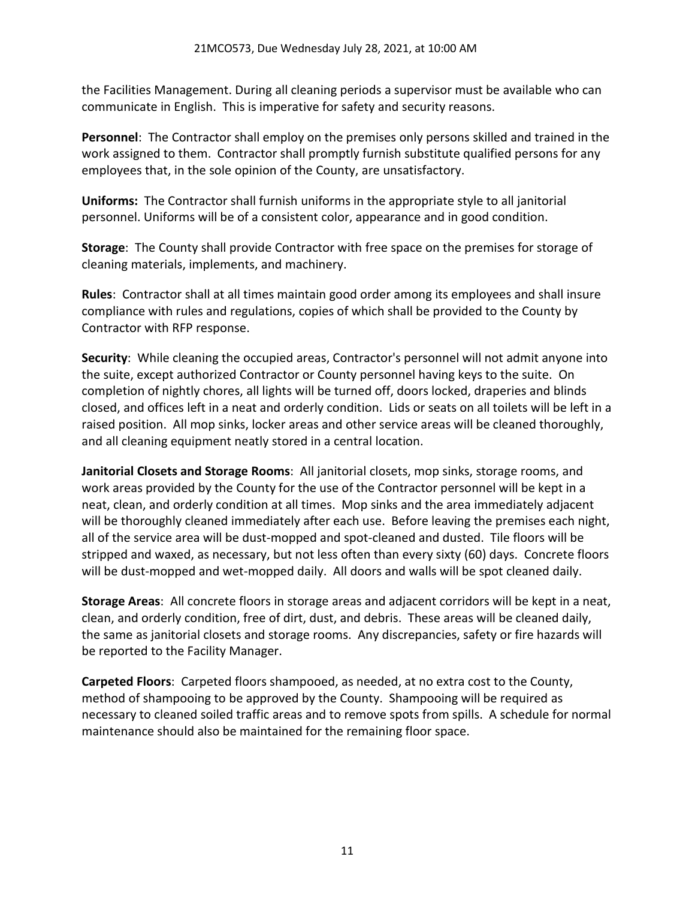the Facilities Management. During all cleaning periods a supervisor must be available who can communicate in English. This is imperative for safety and security reasons.

**Personnel**: The Contractor shall employ on the premises only persons skilled and trained in the work assigned to them. Contractor shall promptly furnish substitute qualified persons for any employees that, in the sole opinion of the County, are unsatisfactory.

**Uniforms:** The Contractor shall furnish uniforms in the appropriate style to all janitorial personnel. Uniforms will be of a consistent color, appearance and in good condition.

**Storage**: The County shall provide Contractor with free space on the premises for storage of cleaning materials, implements, and machinery.

**Rules**: Contractor shall at all times maintain good order among its employees and shall insure compliance with rules and regulations, copies of which shall be provided to the County by Contractor with RFP response.

**Security**: While cleaning the occupied areas, Contractor's personnel will not admit anyone into the suite, except authorized Contractor or County personnel having keys to the suite. On completion of nightly chores, all lights will be turned off, doors locked, draperies and blinds closed, and offices left in a neat and orderly condition. Lids or seats on all toilets will be left in a raised position. All mop sinks, locker areas and other service areas will be cleaned thoroughly, and all cleaning equipment neatly stored in a central location.

**Janitorial Closets and Storage Rooms**: All janitorial closets, mop sinks, storage rooms, and work areas provided by the County for the use of the Contractor personnel will be kept in a neat, clean, and orderly condition at all times. Mop sinks and the area immediately adjacent will be thoroughly cleaned immediately after each use. Before leaving the premises each night, all of the service area will be dust-mopped and spot-cleaned and dusted. Tile floors will be stripped and waxed, as necessary, but not less often than every sixty (60) days. Concrete floors will be dust-mopped and wet-mopped daily. All doors and walls will be spot cleaned daily.

**Storage Areas**: All concrete floors in storage areas and adjacent corridors will be kept in a neat, clean, and orderly condition, free of dirt, dust, and debris. These areas will be cleaned daily, the same as janitorial closets and storage rooms. Any discrepancies, safety or fire hazards will be reported to the Facility Manager.

**Carpeted Floors**: Carpeted floors shampooed, as needed, at no extra cost to the County, method of shampooing to be approved by the County. Shampooing will be required as necessary to cleaned soiled traffic areas and to remove spots from spills. A schedule for normal maintenance should also be maintained for the remaining floor space.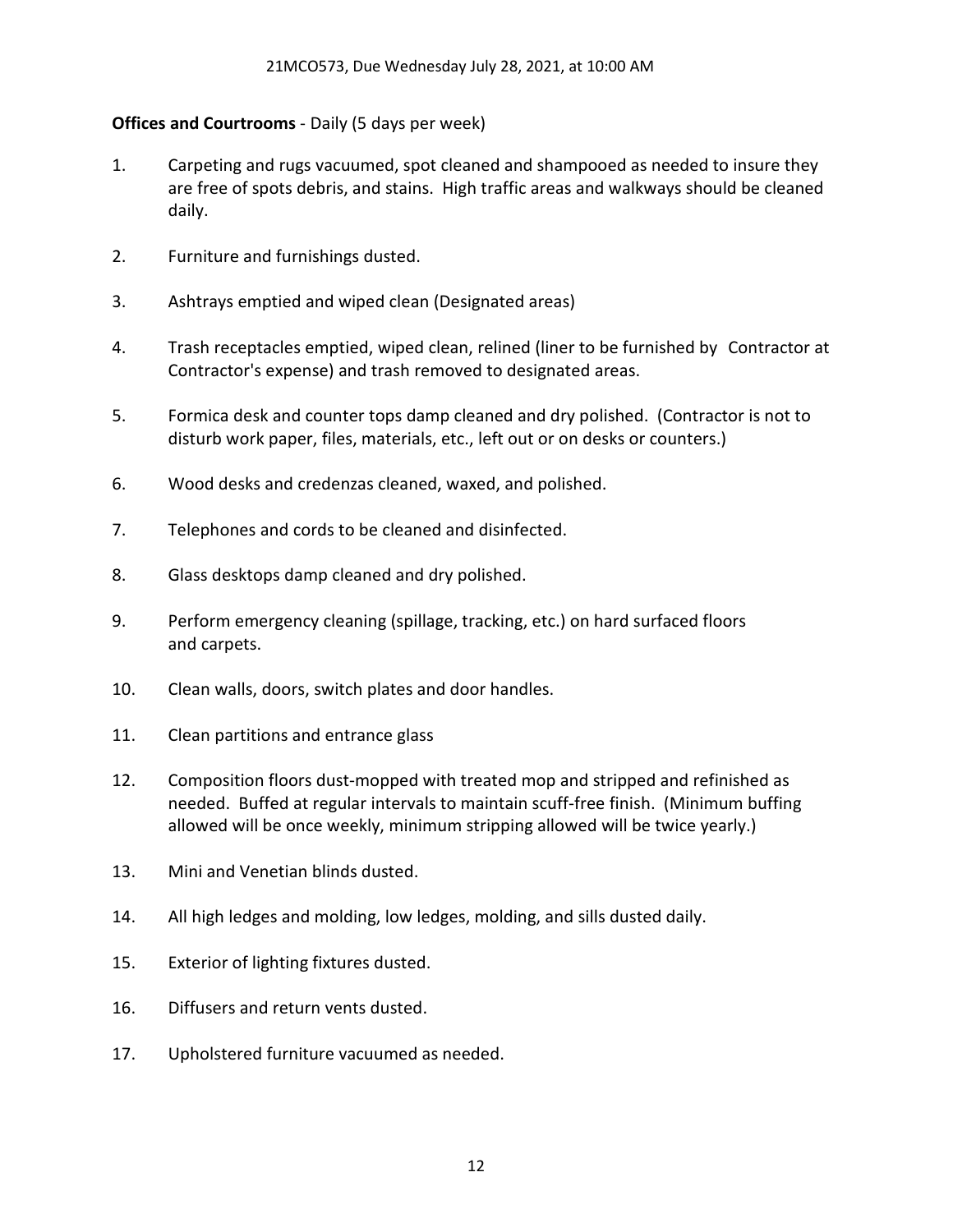**Offices and Courtrooms** - Daily (5 days per week)

1. Carpeting and rugs vacuumed, spot cleaned and shampooed as needed to insure they are free of spots debris, and stains. High traffic areas and walkways should be cleaned daily.
2. Furniture and furnishings dusted.
3. Ashtrays emptied and wiped clean (Designated areas)
4. Trash receptacles emptied, wiped clean, relined (liner to be furnished by Contractor at Contractor's expense) and trash removed to designated areas.
5. Formica desk and counter tops damp cleaned and dry polished. (Contractor is not to disturb work paper, files, materials, etc., left out or on desks or counters.)
6. Wood desks and credenzas cleaned, waxed, and polished.
7. Telephones and cords to be cleaned and disinfected.
8. Glass desktops damp cleaned and dry polished.
9. Perform emergency cleaning (spillage, tracking, etc.) on hard surfaced floors and carpets.
10. Clean walls, doors, switch plates and door handles.
11. Clean partitions and entrance glass
12. Composition floors dust-mopped with treated mop and stripped and refinished as needed. Buffed at regular intervals to maintain scuff-free finish. (Minimum buffing allowed will be once weekly, minimum stripping allowed will be twice yearly.)
13. Mini and Venetian blinds dusted.
14. All high ledges and molding, low ledges, molding, and sills dusted daily.
15. Exterior of lighting fixtures dusted.
16. Diffusers and return vents dusted.
17. Upholstered furniture vacuumed as needed.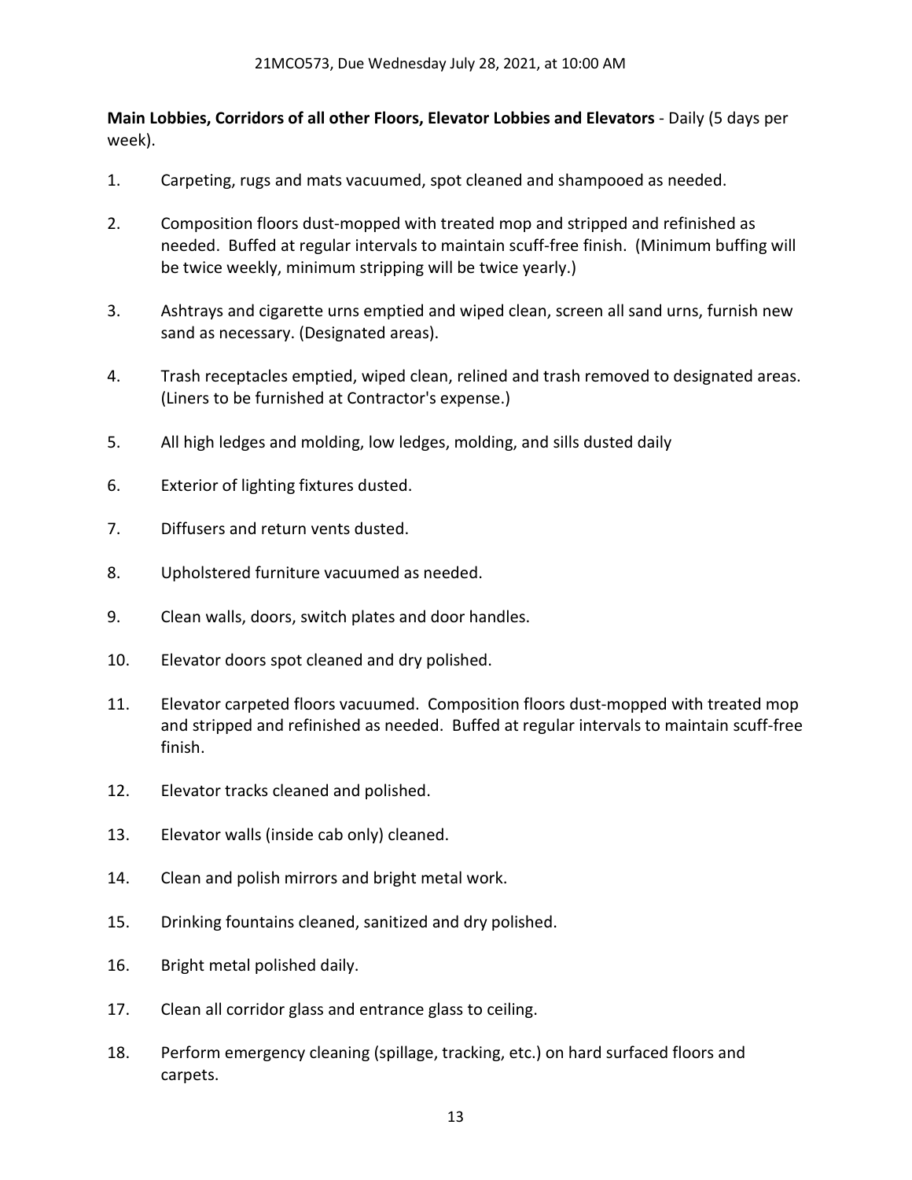**Main Lobbies, Corridors of all other Floors, Elevator Lobbies and Elevators** - Daily (5 days per week).

1. Carpeting, rugs and mats vacuumed, spot cleaned and shampooed as needed.

2. Composition floors dust-mopped with treated mop and stripped and refinished as needed. Buffed at regular intervals to maintain scuff-free finish. (Minimum buffing will be twice weekly, minimum stripping will be twice yearly.)

3. Ashtrays and cigarette urns emptied and wiped clean, screen all sand urns, furnish new sand as necessary. (Designated areas).

4. Trash receptacles emptied, wiped clean, relined and trash removed to designated areas. (Liners to be furnished at Contractor's expense.)

5. All high ledges and molding, low ledges, molding, and sills dusted daily

6. Exterior of lighting fixtures dusted.

7. Diffusers and return vents dusted.

8. Upholstered furniture vacuumed as needed.

9. Clean walls, doors, switch plates and door handles.

10. Elevator doors spot cleaned and dry polished.

11. Elevator carpeted floors vacuumed. Composition floors dust-mopped with treated mop and stripped and refinished as needed. Buffed at regular intervals to maintain scuff-free finish.

12. Elevator tracks cleaned and polished.

13. Elevator walls (inside cab only) cleaned.

14. Clean and polish mirrors and bright metal work.

15. Drinking fountains cleaned, sanitized and dry polished.

16. Bright metal polished daily.

17. Clean all corridor glass and entrance glass to ceiling.

18. Perform emergency cleaning (spillage, tracking, etc.) on hard surfaced floors and carpets.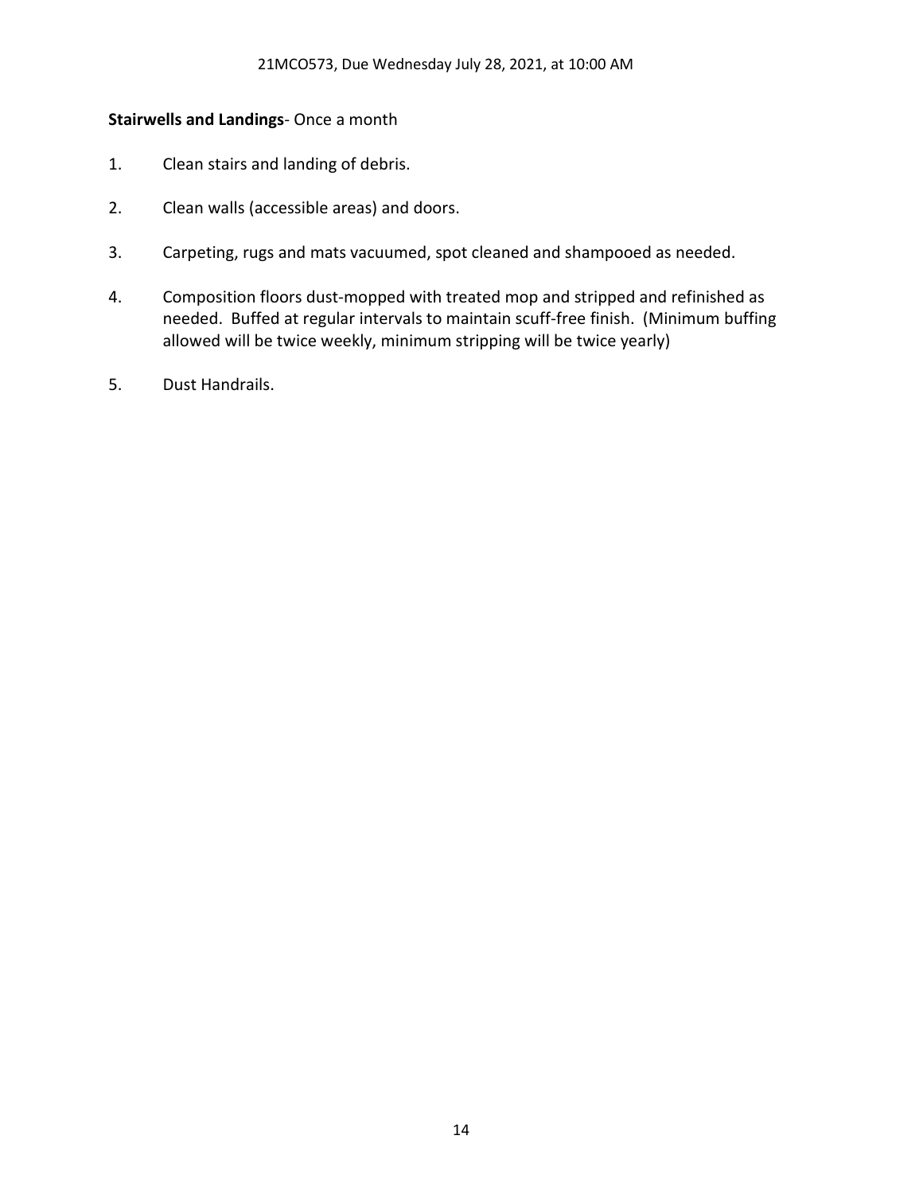**Stairwells and Landings**- Once a month

1. Clean stairs and landing of debris.

2. Clean walls (accessible areas) and doors.

3. Carpeting, rugs and mats vacuumed, spot cleaned and shampooed as needed.

4. Composition floors dust-mopped with treated mop and stripped and refinished as needed. Buffed at regular intervals to maintain scuff-free finish. (Minimum buffing allowed will be twice weekly, minimum stripping will be twice yearly)

5. Dust Handrails.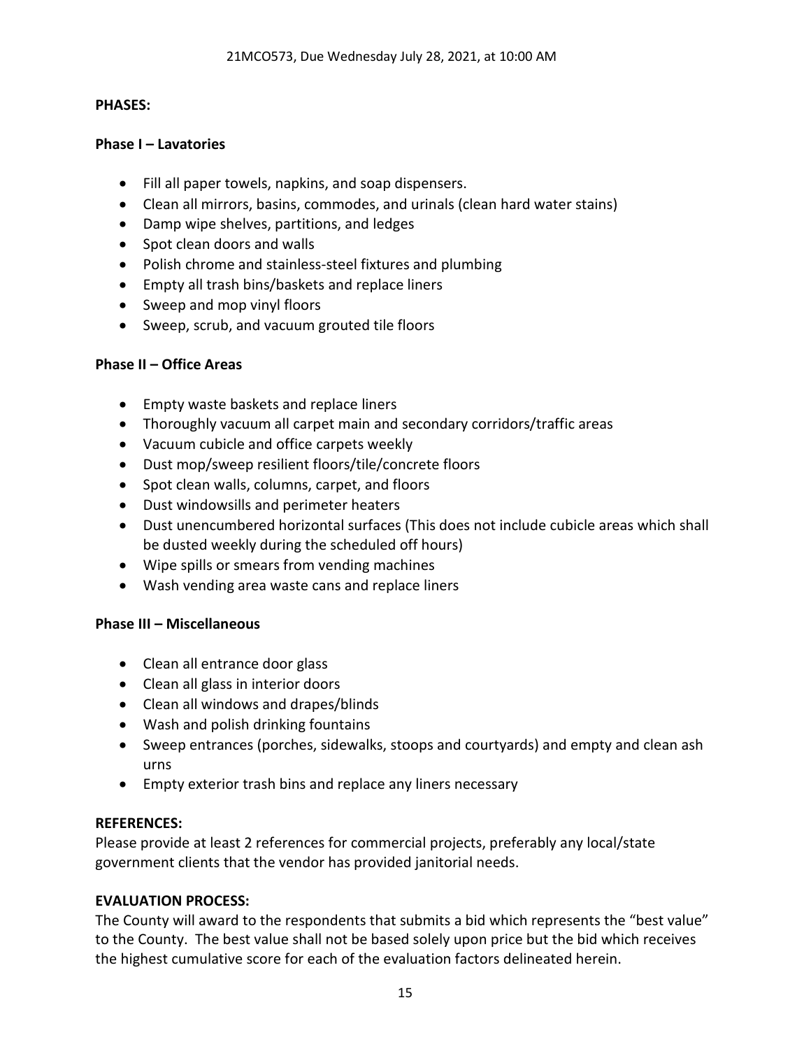**PHASES:**

**Phase I – Lavatories**

- Fill all paper towels, napkins, and soap dispensers.
- Clean all mirrors, basins, commodes, and urinals (clean hard water stains)
- Damp wipe shelves, partitions, and ledges
- Spot clean doors and walls
- Polish chrome and stainless-steel fixtures and plumbing
- Empty all trash bins/baskets and replace liners
- Sweep and mop vinyl floors
- Sweep, scrub, and vacuum grouted tile floors

**Phase II – Office Areas**

- Empty waste baskets and replace liners
- Thoroughly vacuum all carpet main and secondary corridors/traffic areas
- Vacuum cubicle and office carpets weekly
- Dust mop/sweep resilient floors/tile/concrete floors
- Spot clean walls, columns, carpet, and floors
- Dust windowsills and perimeter heaters
- Dust unencumbered horizontal surfaces (This does not include cubicle areas which shall be dusted weekly during the scheduled off hours)
- Wipe spills or smears from vending machines
- Wash vending area waste cans and replace liners

**Phase III – Miscellaneous**

- Clean all entrance door glass
- Clean all glass in interior doors
- Clean all windows and drapes/blinds
- Wash and polish drinking fountains
- Sweep entrances (porches, sidewalks, stoops and courtyards) and empty and clean ash urns
- Empty exterior trash bins and replace any liners necessary

**REFERENCES:**
Please provide at least 2 references for commercial projects, preferably any local/state government clients that the vendor has provided janitorial needs.

**EVALUATION PROCESS:**
The County will award to the respondents that submits a bid which represents the "best value" to the County. The best value shall not be based solely upon price but the bid which receives the highest cumulative score for each of the evaluation factors delineated herein.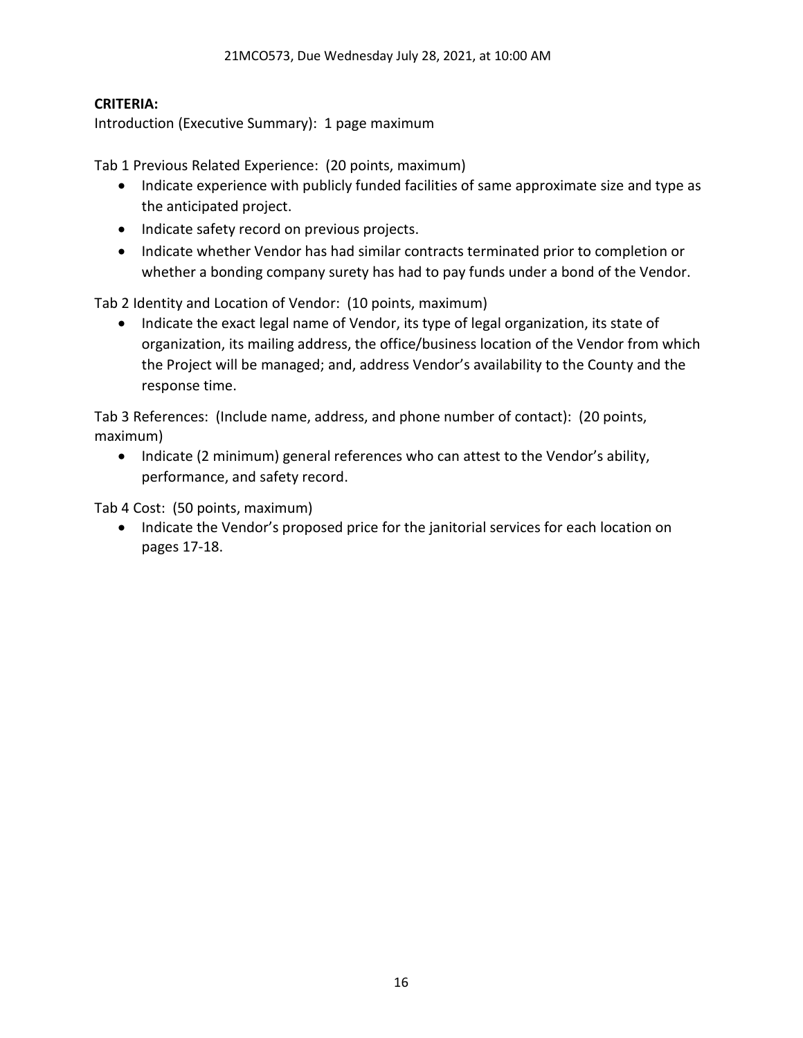**CRITERIA:**

Introduction (Executive Summary): 1 page maximum

Tab 1 Previous Related Experience: (20 points, maximum)

- Indicate experience with publicly funded facilities of same approximate size and type as the anticipated project.
- Indicate safety record on previous projects.
- Indicate whether Vendor has had similar contracts terminated prior to completion or whether a bonding company surety has had to pay funds under a bond of the Vendor.

Tab 2 Identity and Location of Vendor: (10 points, maximum)

- Indicate the exact legal name of Vendor, its type of legal organization, its state of organization, its mailing address, the office/business location of the Vendor from which the Project will be managed; and, address Vendor's availability to the County and the response time.

Tab 3 References: (Include name, address, and phone number of contact): (20 points, maximum)

- Indicate (2 minimum) general references who can attest to the Vendor's ability, performance, and safety record.

Tab 4 Cost: (50 points, maximum)

- Indicate the Vendor's proposed price for the janitorial services for each location on pages 17-18.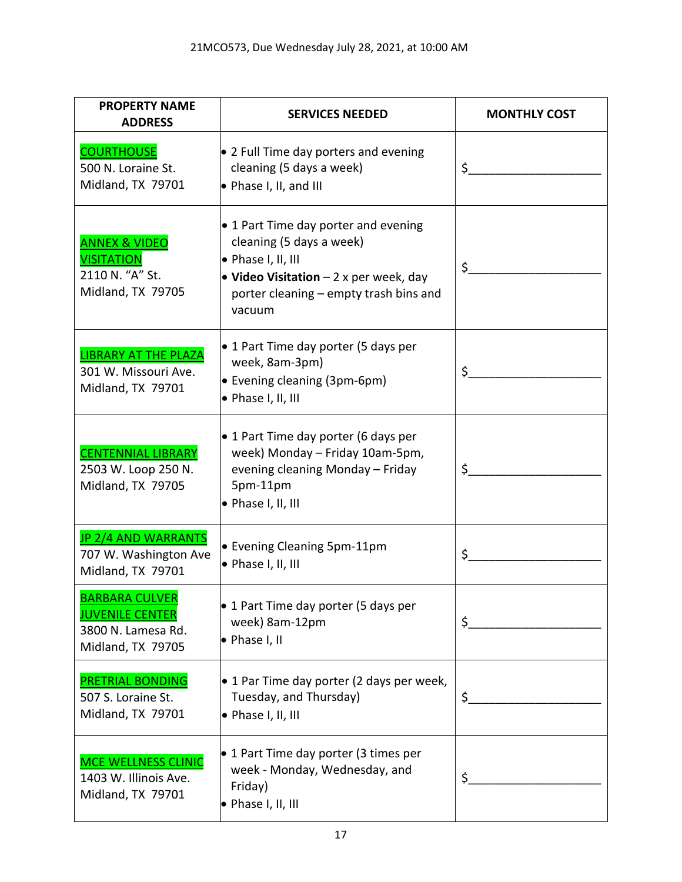| PROPERTY NAME ADDRESS | SERVICES NEEDED | MONTHLY COST |
|---|---|---|
| COURTHOUSE<br>500 N. Loraine St.<br>Midland, TX 79701 | • 2 Full Time day porters and evening cleaning (5 days a week)<br>• Phase I, II, and III | $____________________ |
| ANNEX & VIDEO VISITATION<br>2110 N. "A" St.<br>Midland, TX 79705 | • 1 Part Time day porter and evening cleaning (5 days a week)<br>• Phase I, II, III<br>• **Video Visitation** – 2 x per week, day porter cleaning – empty trash bins and vacuum | $____________________ |
| LIBRARY AT THE PLAZA<br>301 W. Missouri Ave.<br>Midland, TX 79701 | • 1 Part Time day porter (5 days per week, 8am-3pm)<br>• Evening cleaning (3pm-6pm)<br>• Phase I, II, III | $____________________ |
| CENTENNIAL LIBRARY<br>2503 W. Loop 250 N.<br>Midland, TX 79705 | • 1 Part Time day porter (6 days per week) Monday – Friday 10am-5pm, evening cleaning Monday – Friday 5pm-11pm<br>• Phase I, II, III | $____________________ |
| JP 2/4 AND WARRANTS<br>707 W. Washington Ave<br>Midland, TX 79701 | • Evening Cleaning 5pm-11pm<br>• Phase I, II, III | $____________________ |
| BARBARA CULVER JUVENILE CENTER<br>3800 N. Lamesa Rd.<br>Midland, TX 79705 | • 1 Part Time day porter (5 days per week) 8am-12pm<br>• Phase I, II | $____________________ |
| PRETRIAL BONDING<br>507 S. Loraine St.<br>Midland, TX 79701 | • 1 Par Time day porter (2 days per week, Tuesday, and Thursday)<br>• Phase I, II, III | $____________________ |
| MCE WELLNESS CLINIC<br>1403 W. Illinois Ave.<br>Midland, TX 79701 | • 1 Part Time day porter (3 times per week - Monday, Wednesday, and Friday)<br>• Phase I, II, III | $____________________ |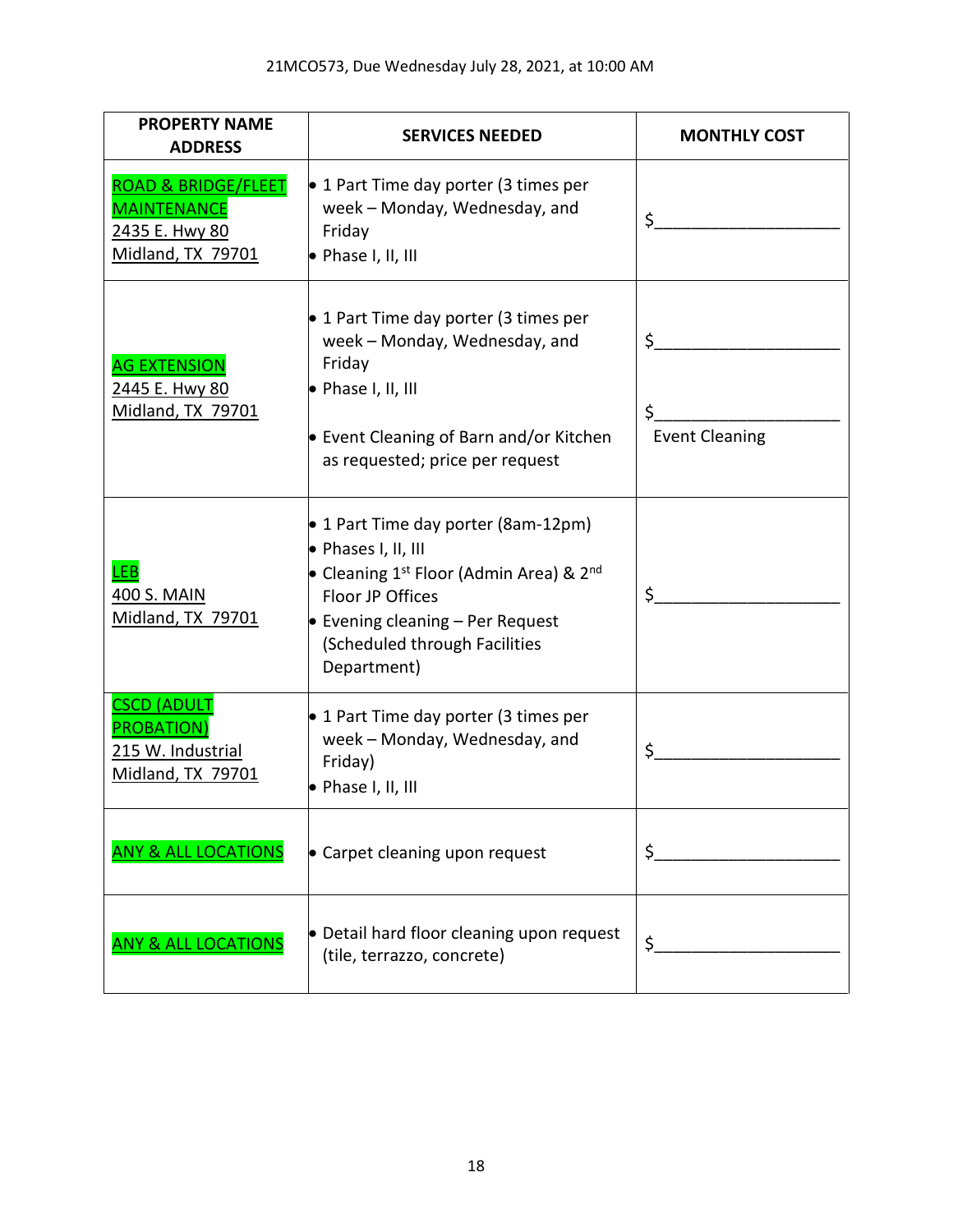21MCO573, Due Wednesday July 28, 2021, at 10:00 AM

| PROPERTY NAME ADDRESS | SERVICES NEEDED | MONTHLY COST |
| --- | --- | --- |
| ROAD & BRIDGE/FLEET MAINTENANCE 2435 E. Hwy 80 Midland, TX 79701 | • 1 Part Time day porter (3 times per week – Monday, Wednesday, and Friday<br>• Phase I, II, III | $___________________ |
| AG EXTENSION 2445 E. Hwy 80 Midland, TX 79701 | • 1 Part Time day porter (3 times per week – Monday, Wednesday, and Friday<br>• Phase I, II, III<br>• Event Cleaning of Barn and/or Kitchen as requested; price per request | $___________________<br>$___________________ Event Cleaning |
| LEB 400 S. MAIN Midland, TX 79701 | • 1 Part Time day porter (8am-12pm)<br>• Phases I, II, III<br>• Cleaning 1st Floor (Admin Area) & 2nd Floor JP Offices<br>• Evening cleaning – Per Request (Scheduled through Facilities Department) | $___________________ |
| CSCD (ADULT PROBATION) 215 W. Industrial Midland, TX 79701 | • 1 Part Time day porter (3 times per week – Monday, Wednesday, and Friday)<br>• Phase I, II, III | $___________________ |
| ANY & ALL LOCATIONS | • Carpet cleaning upon request | $___________________ |
| ANY & ALL LOCATIONS | • Detail hard floor cleaning upon request (tile, terrazzo, concrete) | $___________________ |